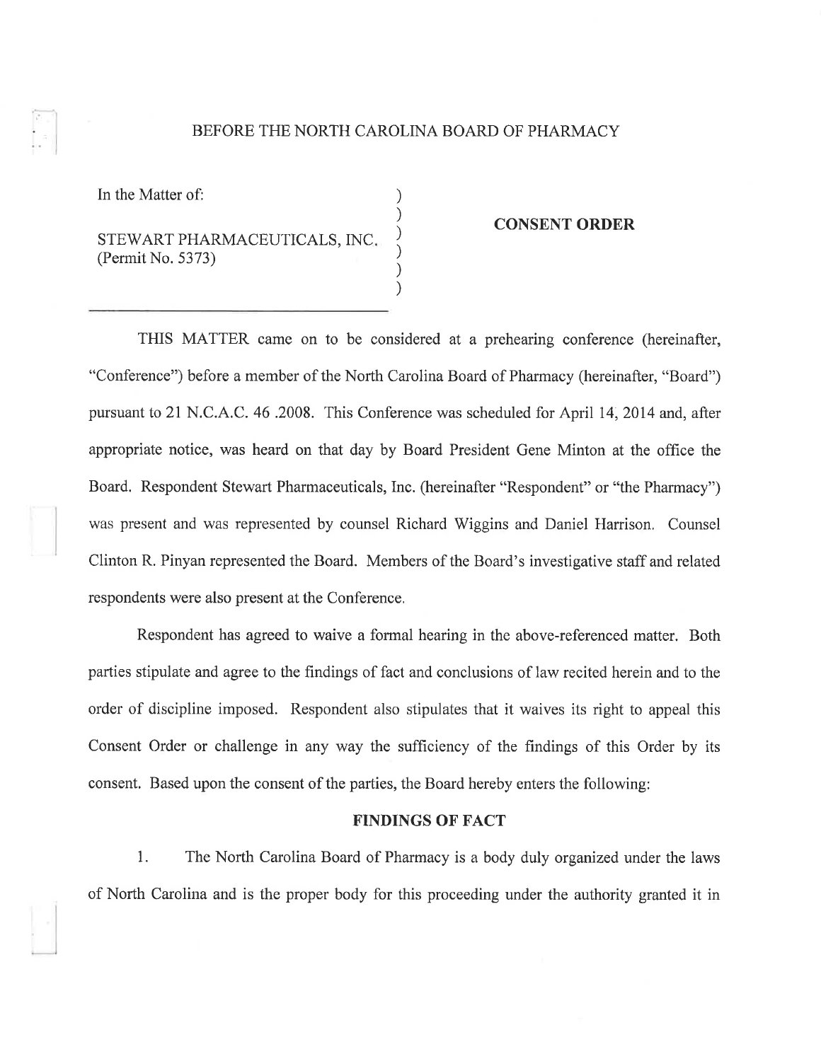BEFORE THE NORTH CAROLINA BOARD OF PHARMACY

In the Matter of:

STEWART PHARMACEUTICALS, INC.
(Permit No. 5373)

**CONSENT ORDER**

THIS MATTER came on to be considered at a prehearing conference (hereinafter, "Conference") before a member of the North Carolina Board of Pharmacy (hereinafter, "Board") pursuant to 21 N.C.A.C. 46 .2008. This Conference was scheduled for April 14, 2014 and, after appropriate notice, was heard on that day by Board President Gene Minton at the office the Board. Respondent Stewart Pharmaceuticals, Inc. (hereinafter "Respondent" or "the Pharmacy") was present and was represented by counsel Richard Wiggins and Daniel Harrison. Counsel Clinton R. Pinyan represented the Board. Members of the Board's investigative staff and related respondents were also present at the Conference.

Respondent has agreed to waive a formal hearing in the above-referenced matter. Both parties stipulate and agree to the findings of fact and conclusions of law recited herein and to the order of discipline imposed. Respondent also stipulates that it waives its right to appeal this Consent Order or challenge in any way the sufficiency of the findings of this Order by its consent. Based upon the consent of the parties, the Board hereby enters the following:

**FINDINGS OF FACT**

1. The North Carolina Board of Pharmacy is a body duly organized under the laws of North Carolina and is the proper body for this proceeding under the authority granted it in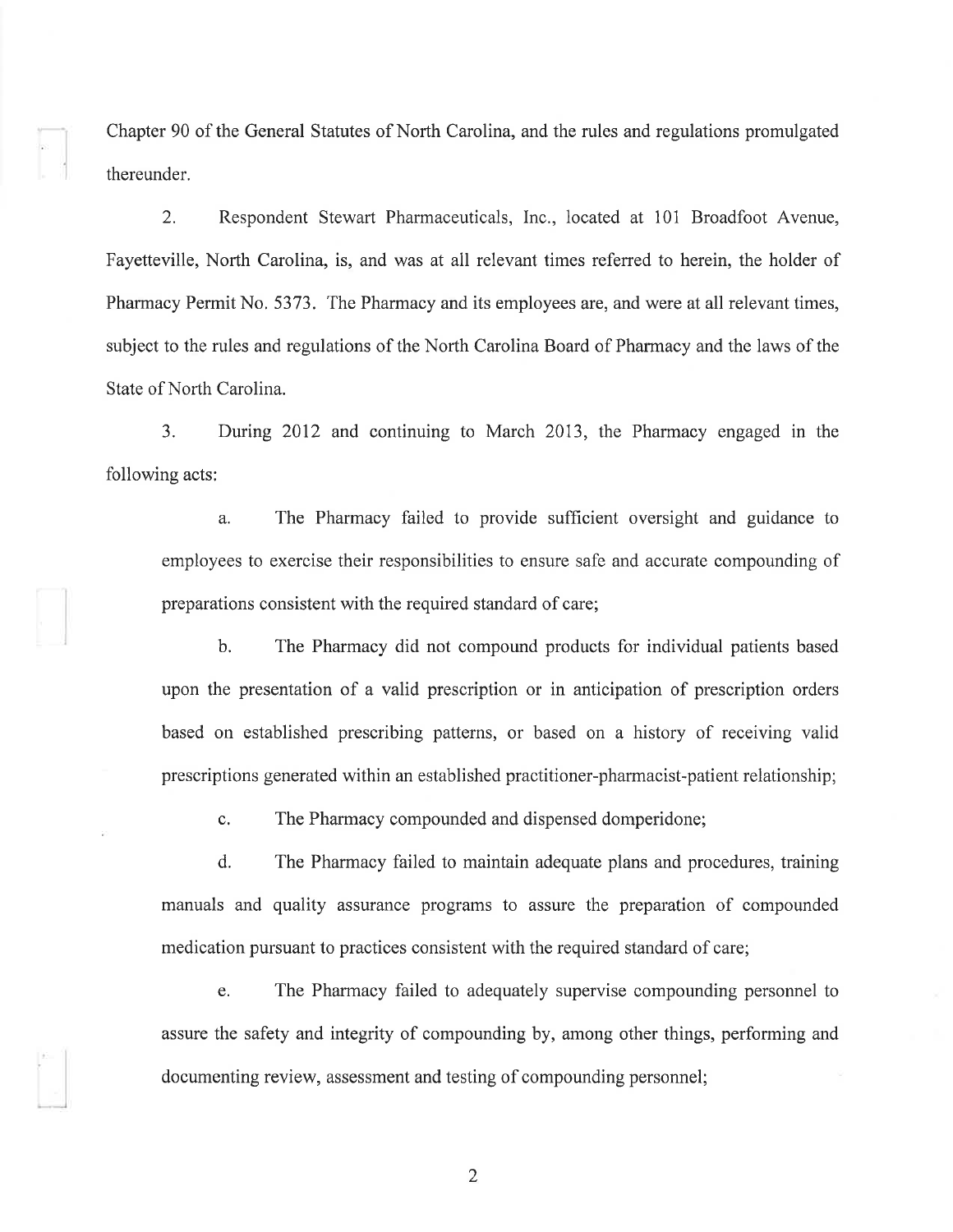Chapter 90 of the General Statutes of North Carolina, and the rules and regulations promulgated thereunder.

2. Respondent Stewart Pharmaceuticals, Inc., located at 101 Broadfoot Avenue, Fayetteville, North Carolina, is, and was at all relevant times referred to herein, the holder of Pharmacy Permit No. 5373. The Pharmacy and its employees are, and were at all relevant times, subject to the rules and regulations of the North Carolina Board of Pharmacy and the laws of the State of North Carolina.

3. During 2012 and continuing to March 2013, the Pharmacy engaged in the following acts:

a. The Pharmacy failed to provide sufficient oversight and guidance to employees to exercise their responsibilities to ensure safe and accurate compounding of preparations consistent with the required standard of care;

b. The Pharmacy did not compound products for individual patients based upon the presentation of a valid prescription or in anticipation of prescription orders based on established prescribing patterns, or based on a history of receiving valid prescriptions generated within an established practitioner-pharmacist-patient relationship;

c. The Pharmacy compounded and dispensed domperidone;

d. The Pharmacy failed to maintain adequate plans and procedures, training manuals and quality assurance programs to assure the preparation of compounded medication pursuant to practices consistent with the required standard of care;

e. The Pharmacy failed to adequately supervise compounding personnel to assure the safety and integrity of compounding by, among other things, performing and documenting review, assessment and testing of compounding personnel;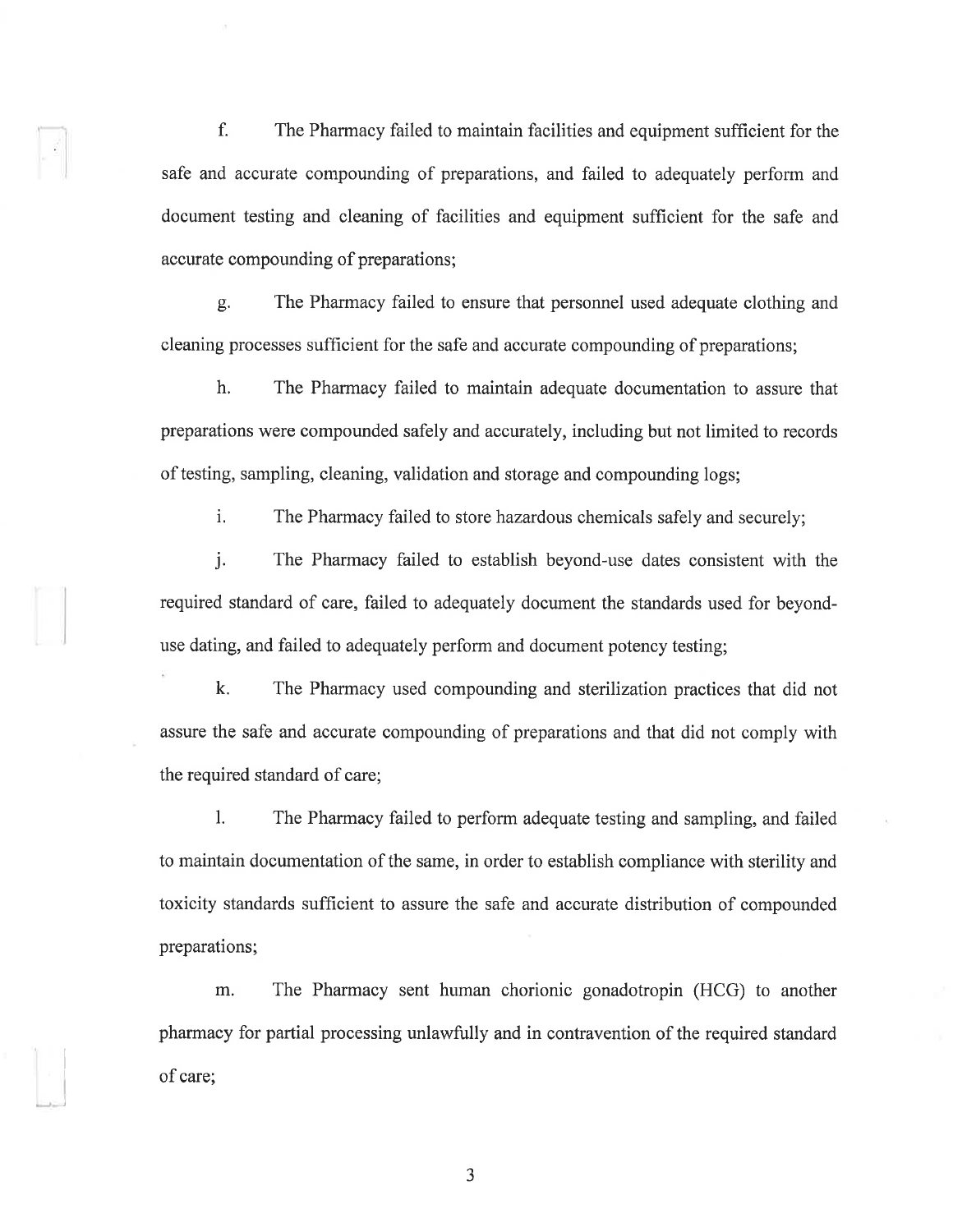f. The Pharmacy failed to maintain facilities and equipment sufficient for the safe and accurate compounding of preparations, and failed to adequately perform and document testing and cleaning of facilities and equipment sufficient for the safe and accurate compounding of preparations;

g. The Pharmacy failed to ensure that personnel used adequate clothing and cleaning processes sufficient for the safe and accurate compounding of preparations;

h. The Pharmacy failed to maintain adequate documentation to assure that preparations were compounded safely and accurately, including but not limited to records of testing, sampling, cleaning, validation and storage and compounding logs;

i. The Pharmacy failed to store hazardous chemicals safely and securely;

j. The Pharmacy failed to establish beyond-use dates consistent with the required standard of care, failed to adequately document the standards used for beyond-use dating, and failed to adequately perform and document potency testing;

k. The Pharmacy used compounding and sterilization practices that did not assure the safe and accurate compounding of preparations and that did not comply with the required standard of care;

l. The Pharmacy failed to perform adequate testing and sampling, and failed to maintain documentation of the same, in order to establish compliance with sterility and toxicity standards sufficient to assure the safe and accurate distribution of compounded preparations;

m. The Pharmacy sent human chorionic gonadotropin (HCG) to another pharmacy for partial processing unlawfully and in contravention of the required standard of care;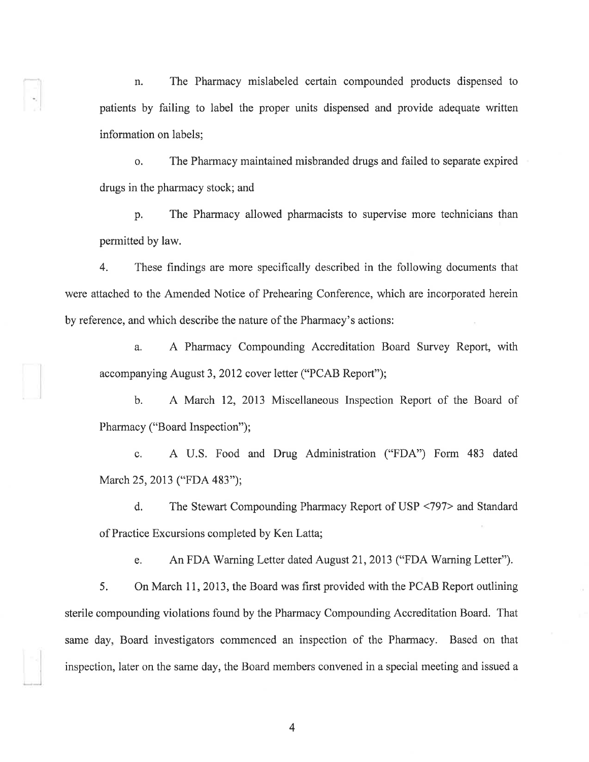n. The Pharmacy mislabeled certain compounded products dispensed to patients by failing to label the proper units dispensed and provide adequate written information on labels;

o. The Pharmacy maintained misbranded drugs and failed to separate expired drugs in the pharmacy stock; and

p. The Pharmacy allowed pharmacists to supervise more technicians than permitted by law.

4. These findings are more specifically described in the following documents that were attached to the Amended Notice of Prehearing Conference, which are incorporated herein by reference, and which describe the nature of the Pharmacy's actions:

a. A Pharmacy Compounding Accreditation Board Survey Report, with accompanying August 3, 2012 cover letter ("PCAB Report");

b. A March 12, 2013 Miscellaneous Inspection Report of the Board of Pharmacy ("Board Inspection");

c. A U.S. Food and Drug Administration ("FDA") Form 483 dated March 25, 2013 ("FDA 483");

d. The Stewart Compounding Pharmacy Report of USP <797> and Standard of Practice Excursions completed by Ken Latta;

e. An FDA Warning Letter dated August 21, 2013 ("FDA Warning Letter").

5. On March 11, 2013, the Board was first provided with the PCAB Report outlining sterile compounding violations found by the Pharmacy Compounding Accreditation Board. That same day, Board investigators commenced an inspection of the Pharmacy. Based on that inspection, later on the same day, the Board members convened in a special meeting and issued a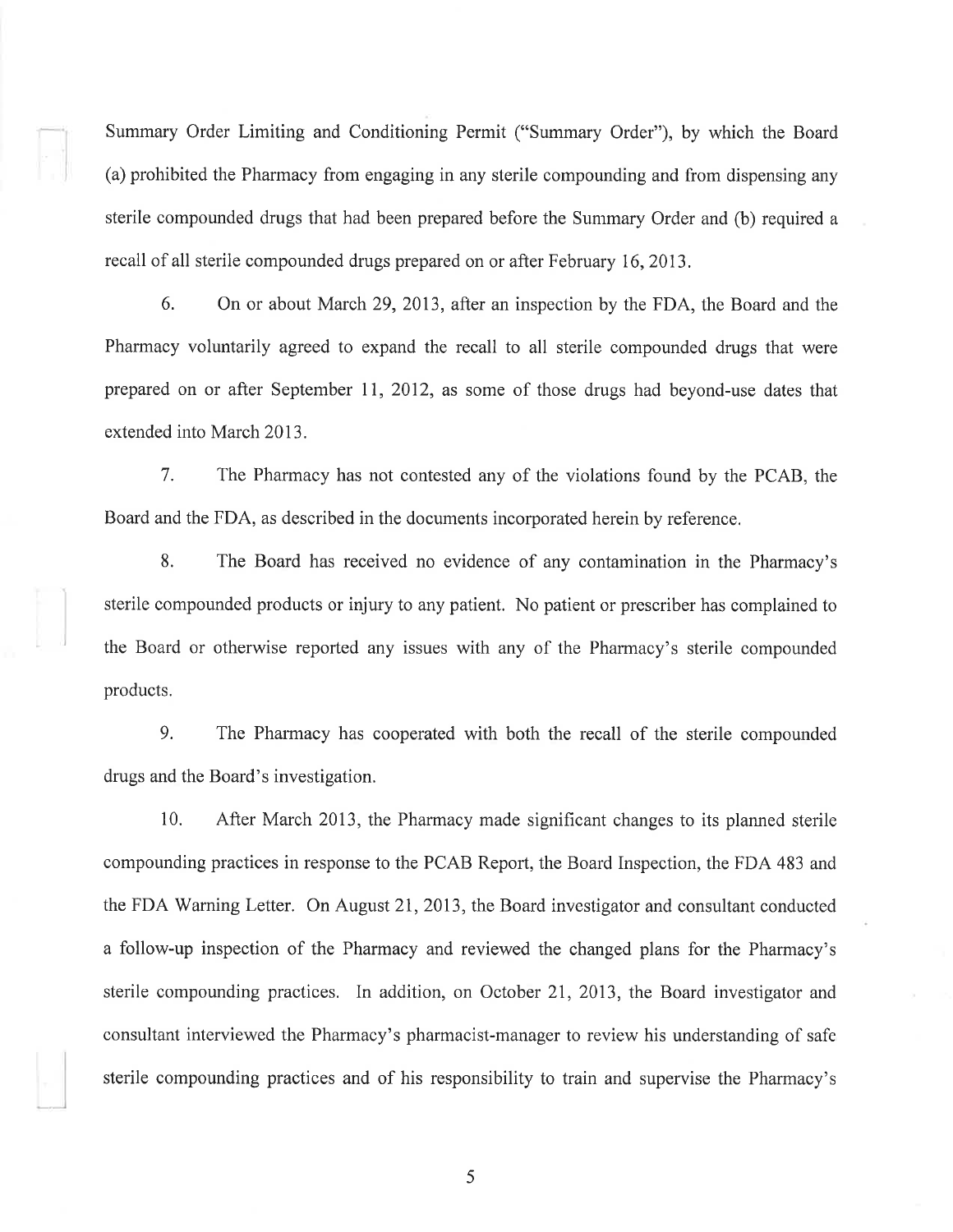Summary Order Limiting and Conditioning Permit ("Summary Order"), by which the Board (a) prohibited the Pharmacy from engaging in any sterile compounding and from dispensing any sterile compounded drugs that had been prepared before the Summary Order and (b) required a recall of all sterile compounded drugs prepared on or after February 16, 2013.

6. On or about March 29, 2013, after an inspection by the FDA, the Board and the Pharmacy voluntarily agreed to expand the recall to all sterile compounded drugs that were prepared on or after September 11, 2012, as some of those drugs had beyond-use dates that extended into March 2013.

7. The Pharmacy has not contested any of the violations found by the PCAB, the Board and the FDA, as described in the documents incorporated herein by reference.

8. The Board has received no evidence of any contamination in the Pharmacy's sterile compounded products or injury to any patient. No patient or prescriber has complained to the Board or otherwise reported any issues with any of the Pharmacy's sterile compounded products.

9. The Pharmacy has cooperated with both the recall of the sterile compounded drugs and the Board's investigation.

10. After March 2013, the Pharmacy made significant changes to its planned sterile compounding practices in response to the PCAB Report, the Board Inspection, the FDA 483 and the FDA Warning Letter. On August 21, 2013, the Board investigator and consultant conducted a follow-up inspection of the Pharmacy and reviewed the changed plans for the Pharmacy's sterile compounding practices. In addition, on October 21, 2013, the Board investigator and consultant interviewed the Pharmacy's pharmacist-manager to review his understanding of safe sterile compounding practices and of his responsibility to train and supervise the Pharmacy's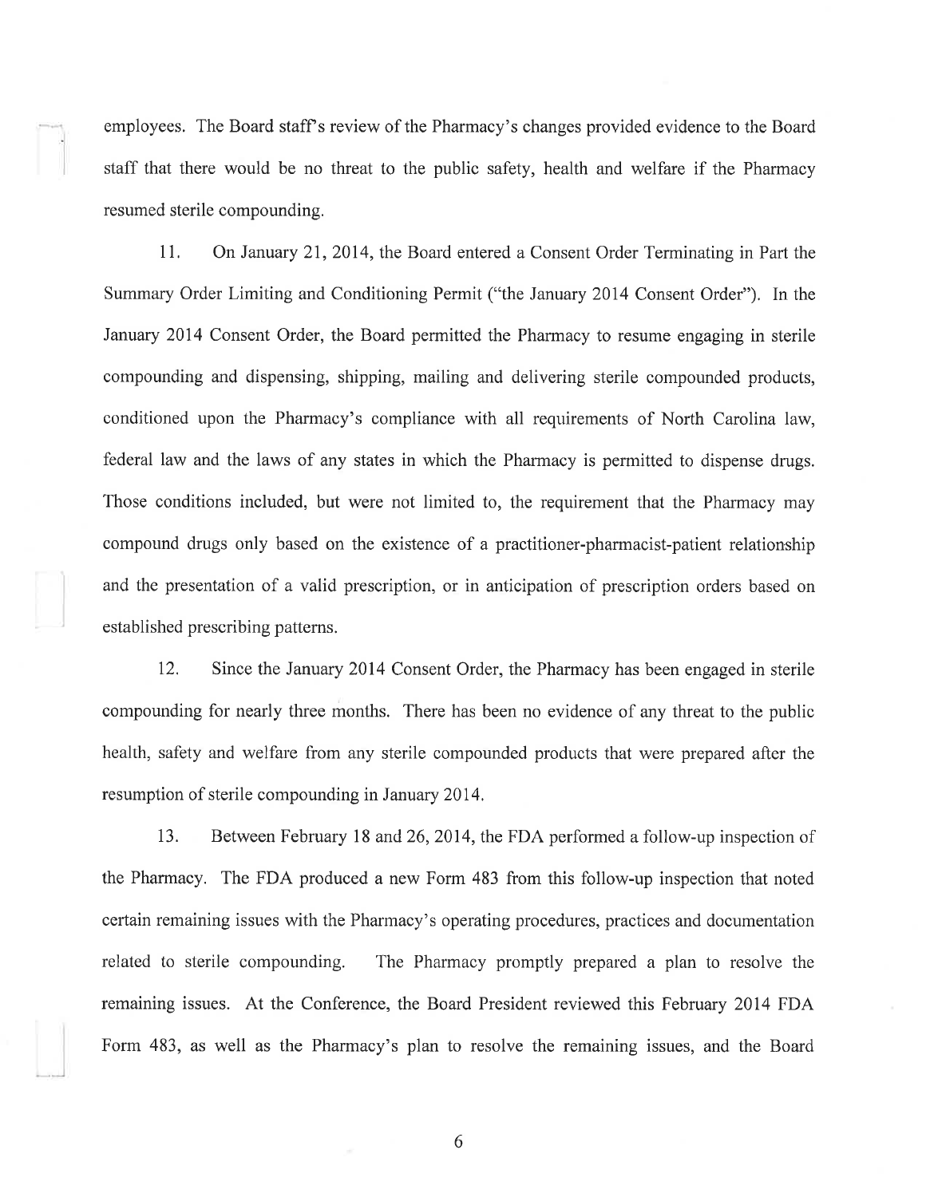employees. The Board staff's review of the Pharmacy's changes provided evidence to the Board staff that there would be no threat to the public safety, health and welfare if the Pharmacy resumed sterile compounding.

11. On January 21, 2014, the Board entered a Consent Order Terminating in Part the Summary Order Limiting and Conditioning Permit ("the January 2014 Consent Order"). In the January 2014 Consent Order, the Board permitted the Pharmacy to resume engaging in sterile compounding and dispensing, shipping, mailing and delivering sterile compounded products, conditioned upon the Pharmacy's compliance with all requirements of North Carolina law, federal law and the laws of any states in which the Pharmacy is permitted to dispense drugs. Those conditions included, but were not limited to, the requirement that the Pharmacy may compound drugs only based on the existence of a practitioner-pharmacist-patient relationship and the presentation of a valid prescription, or in anticipation of prescription orders based on established prescribing patterns.

12. Since the January 2014 Consent Order, the Pharmacy has been engaged in sterile compounding for nearly three months. There has been no evidence of any threat to the public health, safety and welfare from any sterile compounded products that were prepared after the resumption of sterile compounding in January 2014.

13. Between February 18 and 26, 2014, the FDA performed a follow-up inspection of the Pharmacy. The FDA produced a new Form 483 from this follow-up inspection that noted certain remaining issues with the Pharmacy's operating procedures, practices and documentation related to sterile compounding. The Pharmacy promptly prepared a plan to resolve the remaining issues. At the Conference, the Board President reviewed this February 2014 FDA Form 483, as well as the Pharmacy's plan to resolve the remaining issues, and the Board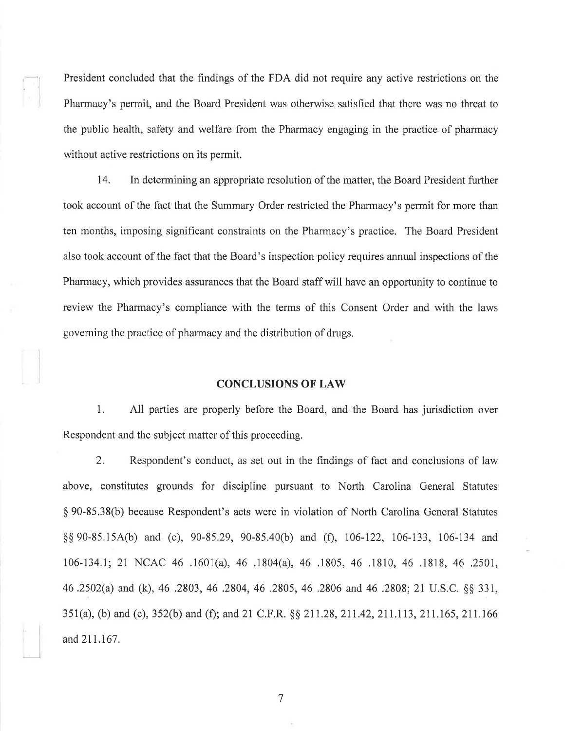President concluded that the findings of the FDA did not require any active restrictions on the Pharmacy's permit, and the Board President was otherwise satisfied that there was no threat to the public health, safety and welfare from the Pharmacy engaging in the practice of pharmacy without active restrictions on its permit.

14. In determining an appropriate resolution of the matter, the Board President further took account of the fact that the Summary Order restricted the Pharmacy's permit for more than ten months, imposing significant constraints on the Pharmacy's practice. The Board President also took account of the fact that the Board's inspection policy requires annual inspections of the Pharmacy, which provides assurances that the Board staff will have an opportunity to continue to review the Pharmacy's compliance with the terms of this Consent Order and with the laws governing the practice of pharmacy and the distribution of drugs.

## CONCLUSIONS OF LAW

1. All parties are properly before the Board, and the Board has jurisdiction over Respondent and the subject matter of this proceeding.

2. Respondent's conduct, as set out in the findings of fact and conclusions of law above, constitutes grounds for discipline pursuant to North Carolina General Statutes § 90-85.38(b) because Respondent's acts were in violation of North Carolina General Statutes §§ 90-85.15A(b) and (c), 90-85.29, 90-85.40(b) and (f), 106-122, 106-133, 106-134 and 106-134.1; 21 NCAC 46 .1601(a), 46 .1804(a), 46 .1805, 46 .1810, 46 .1818, 46 .2501, 46 .2502(a) and (k), 46 .2803, 46 .2804, 46 .2805, 46 .2806 and 46 .2808; 21 U.S.C. §§ 331, 351(a), (b) and (c), 352(b) and (f); and 21 C.F.R. §§ 211.28, 211.42, 211.113, 211.165, 211.166 and 211.167.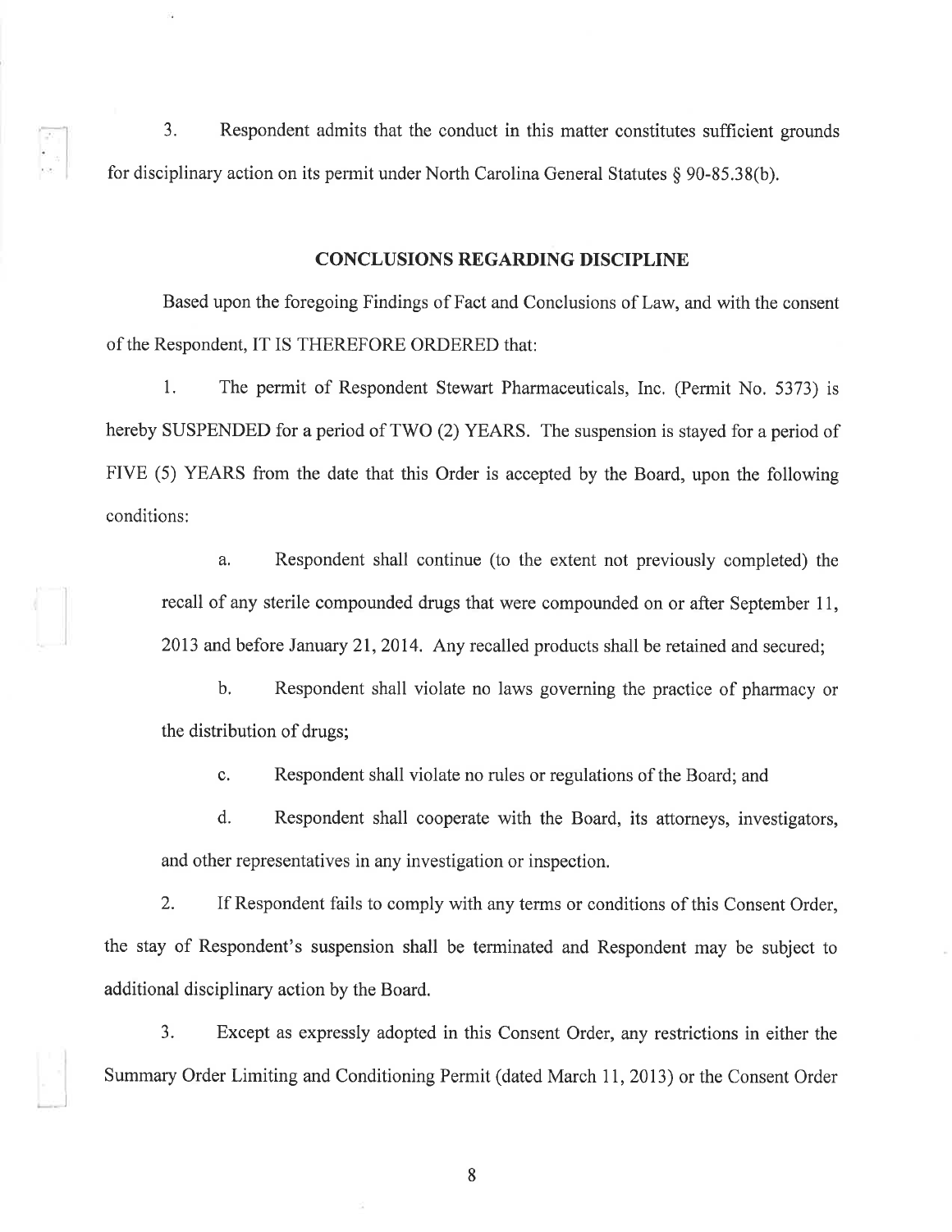3. Respondent admits that the conduct in this matter constitutes sufficient grounds for disciplinary action on its permit under North Carolina General Statutes § 90-85.38(b).

## CONCLUSIONS REGARDING DISCIPLINE

Based upon the foregoing Findings of Fact and Conclusions of Law, and with the consent of the Respondent, IT IS THEREFORE ORDERED that:

1. The permit of Respondent Stewart Pharmaceuticals, Inc. (Permit No. 5373) is hereby SUSPENDED for a period of TWO (2) YEARS. The suspension is stayed for a period of FIVE (5) YEARS from the date that this Order is accepted by the Board, upon the following conditions:

   a. Respondent shall continue (to the extent not previously completed) the recall of any sterile compounded drugs that were compounded on or after September 11, 2013 and before January 21, 2014. Any recalled products shall be retained and secured;

   b. Respondent shall violate no laws governing the practice of pharmacy or the distribution of drugs;

   c. Respondent shall violate no rules or regulations of the Board; and

   d. Respondent shall cooperate with the Board, its attorneys, investigators, and other representatives in any investigation or inspection.

2. If Respondent fails to comply with any terms or conditions of this Consent Order, the stay of Respondent's suspension shall be terminated and Respondent may be subject to additional disciplinary action by the Board.

3. Except as expressly adopted in this Consent Order, any restrictions in either the Summary Order Limiting and Conditioning Permit (dated March 11, 2013) or the Consent Order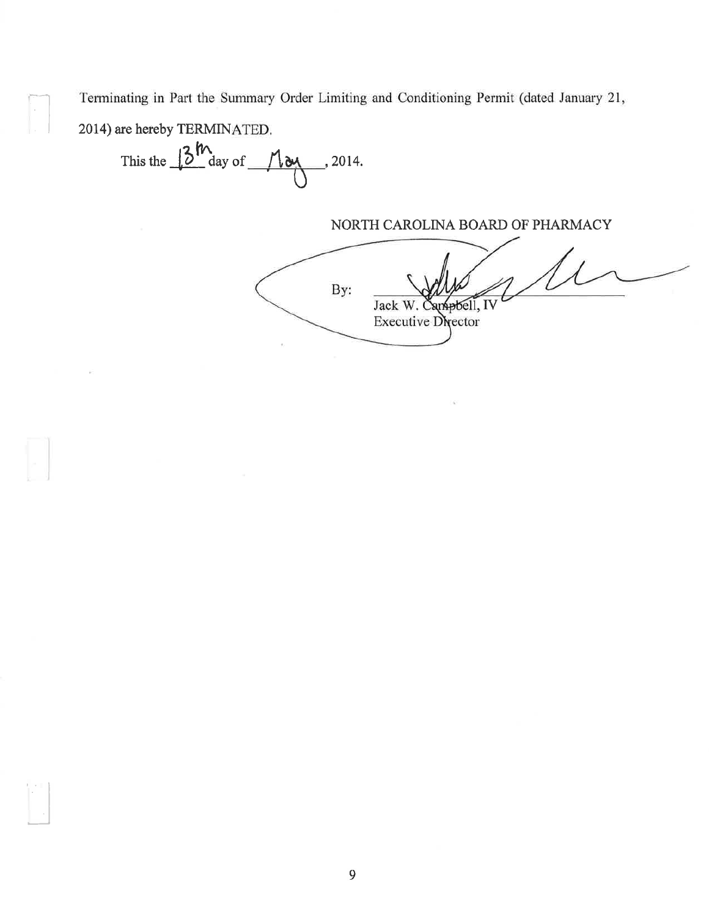Terminating in Part the Summary Order Limiting and Conditioning Permit (dated January 21, 2014) are hereby TERMINATED.

This the 13th day of May, 2014.

NORTH CAROLINA BOARD OF PHARMACY

By: ______________________
Jack W. Campbell, IV
Executive Director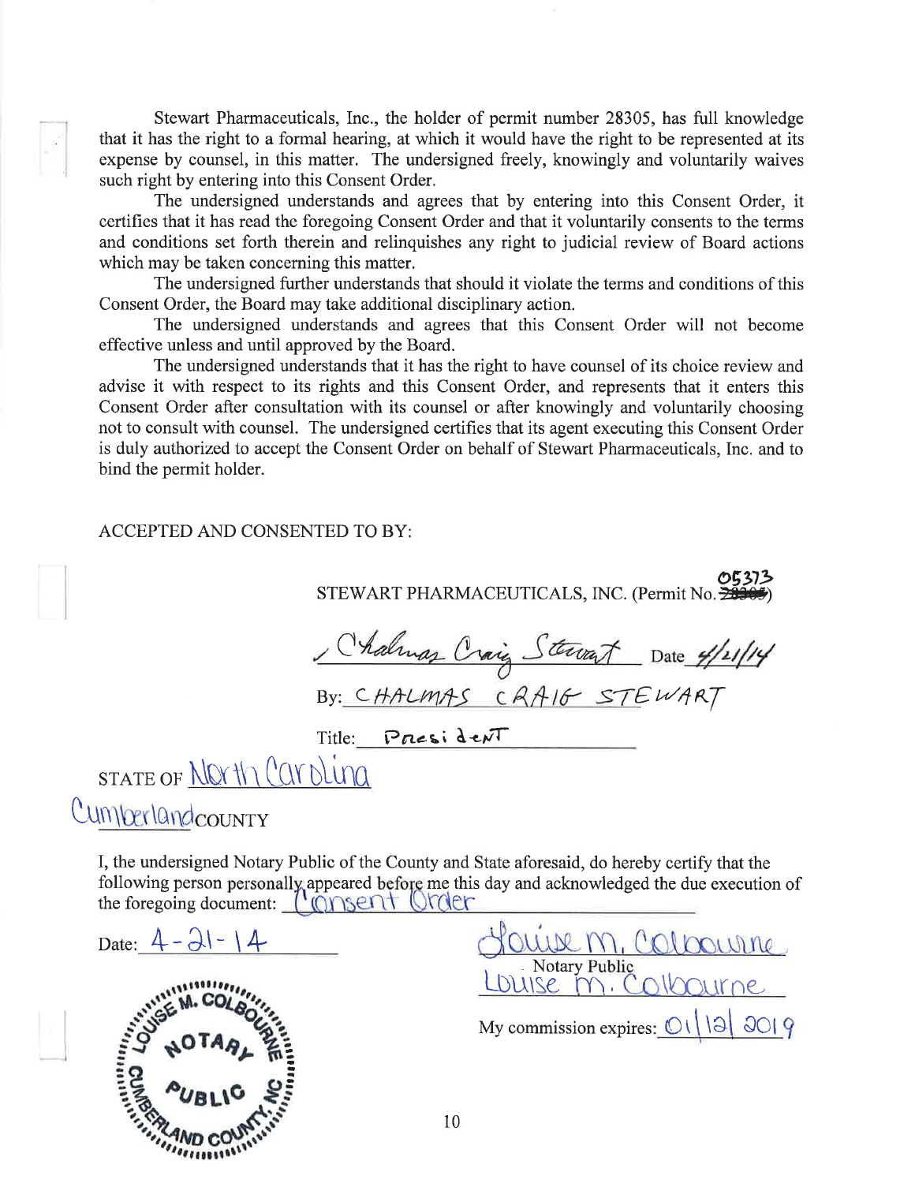Stewart Pharmaceuticals, Inc., the holder of permit number 28305, has full knowledge that it has the right to a formal hearing, at which it would have the right to be represented at its expense by counsel, in this matter. The undersigned freely, knowingly and voluntarily waives such right by entering into this Consent Order.

The undersigned understands and agrees that by entering into this Consent Order, it certifies that it has read the foregoing Consent Order and that it voluntarily consents to the terms and conditions set forth therein and relinquishes any right to judicial review of Board actions which may be taken concerning this matter.

The undersigned further understands that should it violate the terms and conditions of this Consent Order, the Board may take additional disciplinary action.

The undersigned understands and agrees that this Consent Order will not become effective unless and until approved by the Board.

The undersigned understands that it has the right to have counsel of its choice review and advise it with respect to its rights and this Consent Order, and represents that it enters this Consent Order after consultation with its counsel or after knowingly and voluntarily choosing not to consult with counsel. The undersigned certifies that its agent executing this Consent Order is duly authorized to accept the Consent Order on behalf of Stewart Pharmaceuticals, Inc. and to bind the permit holder.

ACCEPTED AND CONSENTED TO BY:

STEWART PHARMACEUTICALS, INC. (Permit No. ~~28305~~ 05373)

Chalmas Craig Stewart Date 4/21/14

By: CHALMAS CRAIG STEWART

Title: President

STATE OF North Carolina

Cumberland COUNTY

I, the undersigned Notary Public of the County and State aforesaid, do hereby certify that the following person personally appeared before me this day and acknowledged the due execution of the foregoing document: Consent Order

Date: 4-21-14

Louise M. Colbourne
Notary Public
Louise M. Colbourne

My commission expires: 01/12/2019

LOUISE M. COLBOURNE NOTARY PUBLIC CUMBERLAND COUNTY, NC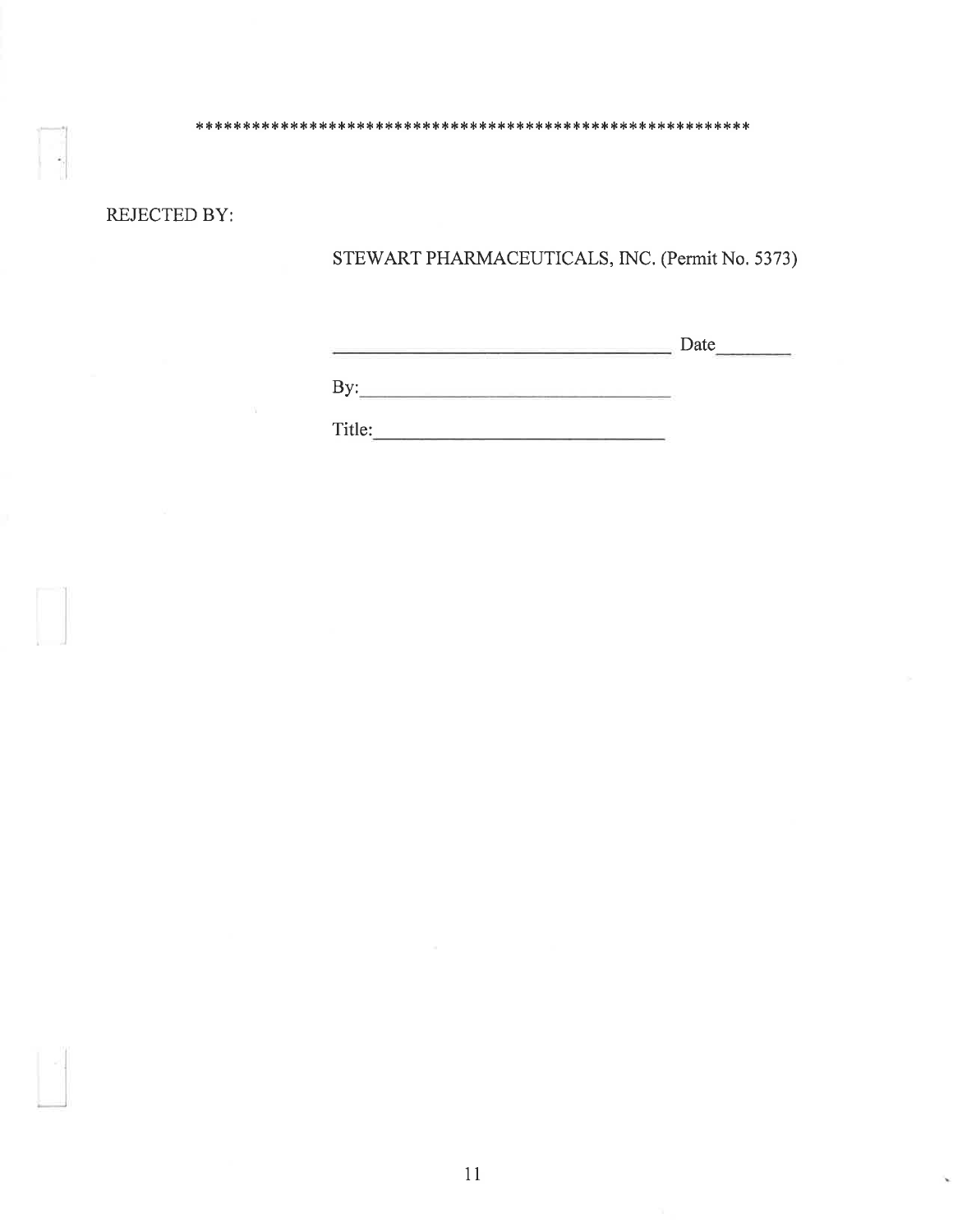**********************************************************

REJECTED BY:

STEWART PHARMACEUTICALS, INC. (Permit No. 5373)

_________________________________ Date________

By:______________________________

Title:____________________________